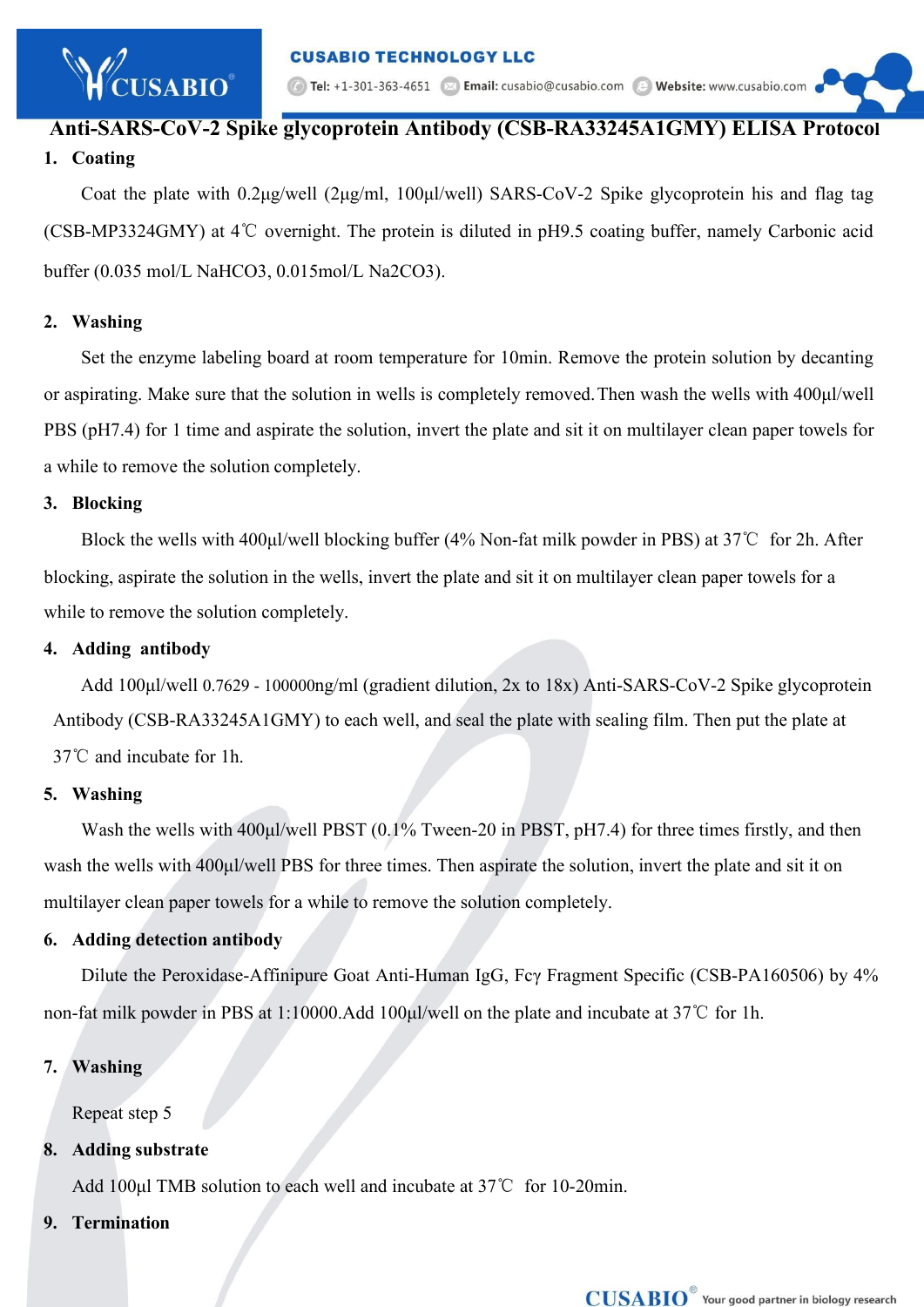# Anti-SARS-CoV-2 Spike glycoprotein Antibody (CSB-RA33245A1GMY) ELISA Protocol

1. **Coating**

   Coat the plate with 0.2μg/well (2μg/ml, 100μl/well) SARS-CoV-2 Spike glycoprotein his and flag tag (CSB-MP3324GMY) at 4℃ overnight. The protein is diluted in pH9.5 coating buffer, namely Carbonic acid buffer (0.035 mol/L $NaHCO_3$, 0.015mol/L $Na_2CO_3$).

2. **Washing**

   Set the enzyme labeling board at room temperature for 10min. Remove the protein solution by decanting or aspirating. Make sure that the solution in wells is completely removed. Then wash the wells with 400μl/well PBS (pH7.4) for 1 time and aspirate the solution, invert the plate and sit it on multilayer clean paper towels for a while to remove the solution completely.

3. **Blocking**

   Block the wells with 400μl/well blocking buffer (4% Non-fat milk powder in PBS) at 37℃ for 2h. After blocking, aspirate the solution in the wells, invert the plate and sit it on multilayer clean paper towels for a while to remove the solution completely.

4. **Adding antibody**

   Add 100μl/well 0.7629 - 100000ng/ml (gradient dilution, 2x to 18x) Anti-SARS-CoV-2 Spike glycoprotein Antibody (CSB-RA33245A1GMY) to each well, and seal the plate with sealing film. Then put the plate at 37℃ and incubate for 1h.

5. **Washing**

   Wash the wells with 400μl/well PBST (0.1% Tween-20 in PBST, pH7.4) for three times firstly, and then wash the wells with 400μl/well PBS for three times. Then aspirate the solution, invert the plate and sit it on multilayer clean paper towels for a while to remove the solution completely.

6. **Adding detection antibody**

   Dilute the Peroxidase-Affinipure Goat Anti-Human IgG, Fcγ Fragment Specific (CSB-PA160506) by 4% non-fat milk powder in PBS at 1:10000. Add 100μl/well on the plate and incubate at 37℃ for 1h.

7. **Washing**

   Repeat step 5

8. **Adding substrate**

   Add 100μl TMB solution to each well and incubate at 37℃ for 10-20min.

9. **Termination**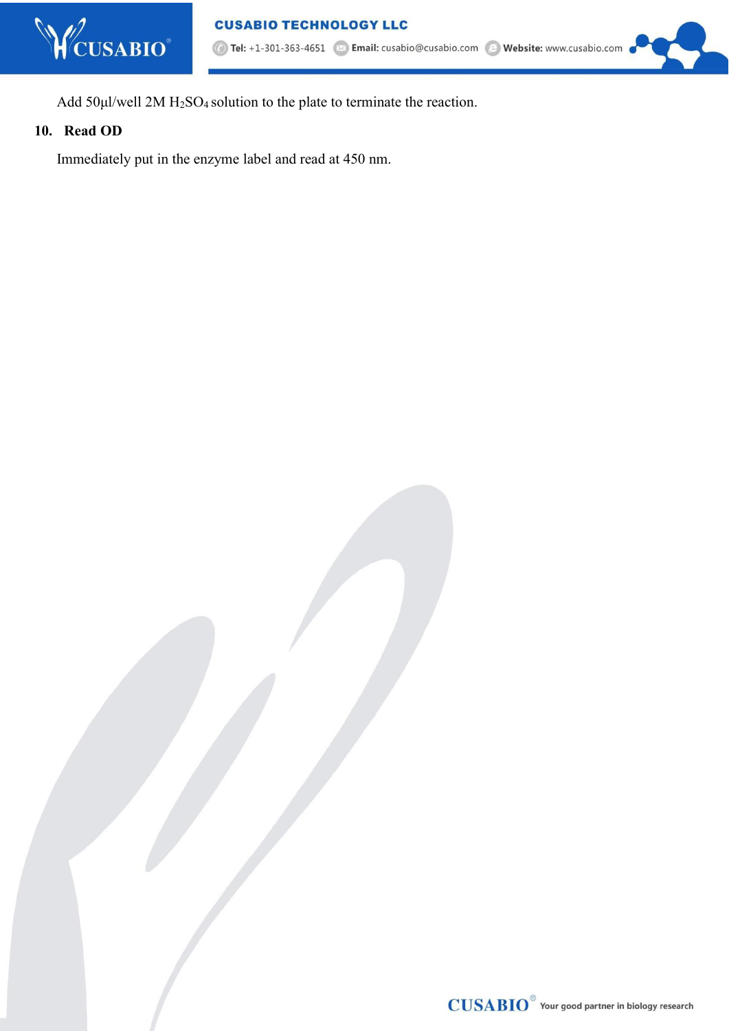Add 50μl/well 2M $H_2SO_4$ solution to the plate to terminate the reaction.

**10. Read OD**

Immediately put in the enzyme label and read at 450 nm.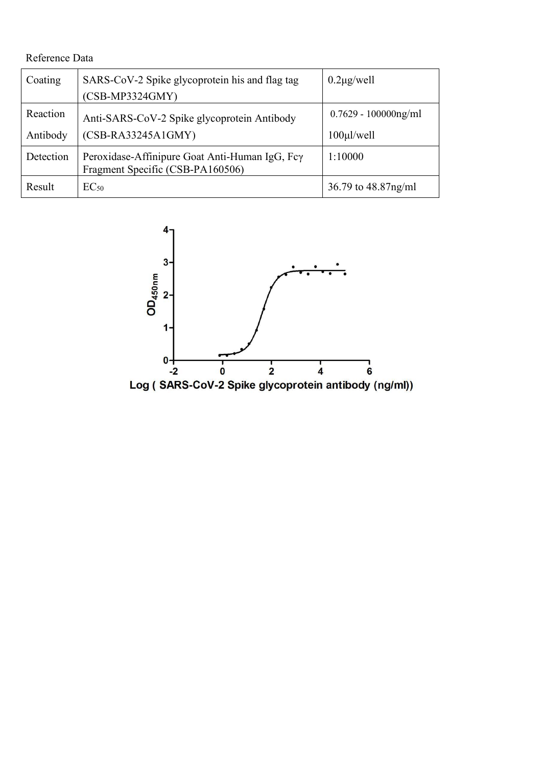Reference Data

| | | |
|---|---|---|
| Coating | SARS-CoV-2 Spike glycoprotein his and flag tag (CSB-MP3324GMY) | 0.2μg/well |
| Reaction Antibody | Anti-SARS-CoV-2 Spike glycoprotein Antibody (CSB-RA33245A1GMY) | 0.7629 - 100000ng/ml<br>100μl/well |
| Detection | Peroxidase-Affinipure Goat Anti-Human IgG, Fcγ Fragment Specific (CSB-PA160506) | 1:10000 |
| Result | $EC_{50}$ | 36.79 to 48.87ng/ml |

$OD_{450nm}$

0
1
2
3
4

-2
0
2
4
6

Log ( SARS-CoV-2 Spike glycoprotein antibody (ng/ml))